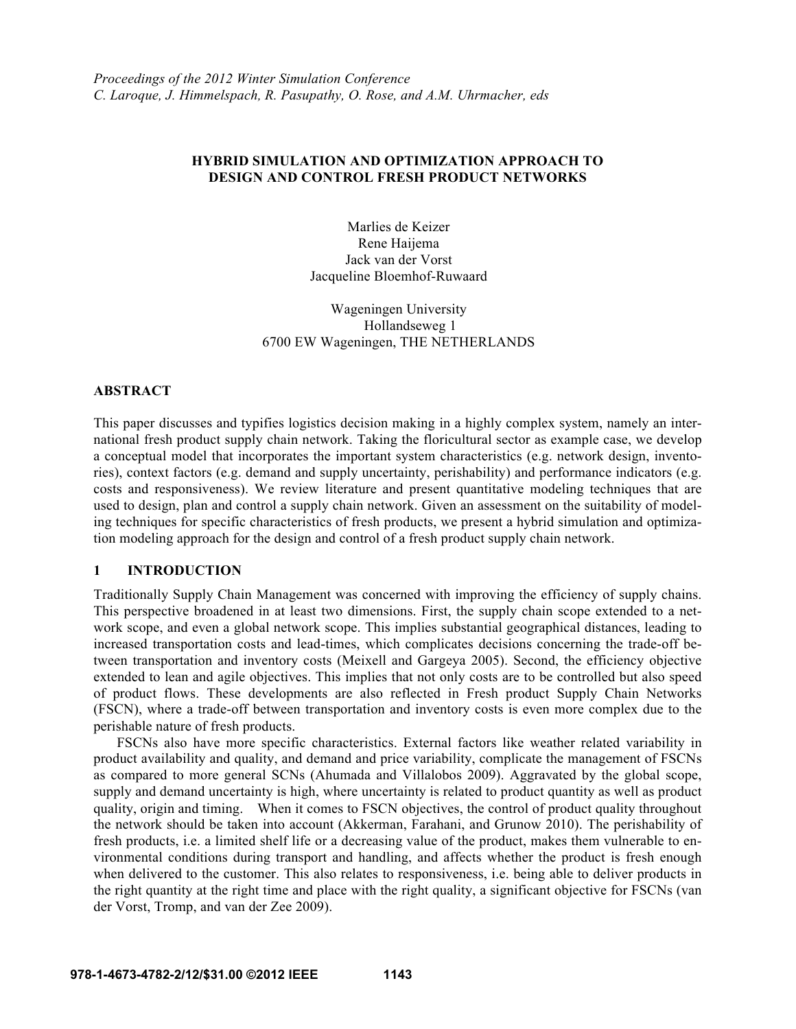*Proceedings of the 2012 Winter Simulation Conference*
*C. Laroque, J. Himmelspach, R. Pasupathy, O. Rose, and A.M. Uhrmacher, eds*

# HYBRID SIMULATION AND OPTIMIZATION APPROACH TO DESIGN AND CONTROL FRESH PRODUCT NETWORKS

Marlies de Keizer
Rene Haijema
Jack van der Vorst
Jacqueline Bloemhof-Ruwaard

Wageningen University
Hollandseweg 1
6700 EW Wageningen, THE NETHERLANDS

## ABSTRACT

This paper discusses and typifies logistics decision making in a highly complex system, namely an international fresh product supply chain network. Taking the floricultural sector as example case, we develop a conceptual model that incorporates the important system characteristics (e.g. network design, inventories), context factors (e.g. demand and supply uncertainty, perishability) and performance indicators (e.g. costs and responsiveness). We review literature and present quantitative modeling techniques that are used to design, plan and control a supply chain network. Given an assessment on the suitability of modeling techniques for specific characteristics of fresh products, we present a hybrid simulation and optimization modeling approach for the design and control of a fresh product supply chain network.

## 1 INTRODUCTION

Traditionally Supply Chain Management was concerned with improving the efficiency of supply chains. This perspective broadened in at least two dimensions. First, the supply chain scope extended to a network scope, and even a global network scope. This implies substantial geographical distances, leading to increased transportation costs and lead-times, which complicates decisions concerning the trade-off between transportation and inventory costs (Meixell and Gargeya 2005). Second, the efficiency objective extended to lean and agile objectives. This implies that not only costs are to be controlled but also speed of product flows. These developments are also reflected in Fresh product Supply Chain Networks (FSCN), where a trade-off between transportation and inventory costs is even more complex due to the perishable nature of fresh products.

FSCNs also have more specific characteristics. External factors like weather related variability in product availability and quality, and demand and price variability, complicate the management of FSCNs as compared to more general SCNs (Ahumada and Villalobos 2009). Aggravated by the global scope, supply and demand uncertainty is high, where uncertainty is related to product quantity as well as product quality, origin and timing. When it comes to FSCN objectives, the control of product quality throughout the network should be taken into account (Akkerman, Farahani, and Grunow 2010). The perishability of fresh products, i.e. a limited shelf life or a decreasing value of the product, makes them vulnerable to environmental conditions during transport and handling, and affects whether the product is fresh enough when delivered to the customer. This also relates to responsiveness, i.e. being able to deliver products in the right quantity at the right time and place with the right quality, a significant objective for FSCNs (van der Vorst, Tromp, and van der Zee 2009).

978-1-4673-4782-2/12/$31.00 ©2012 IEEE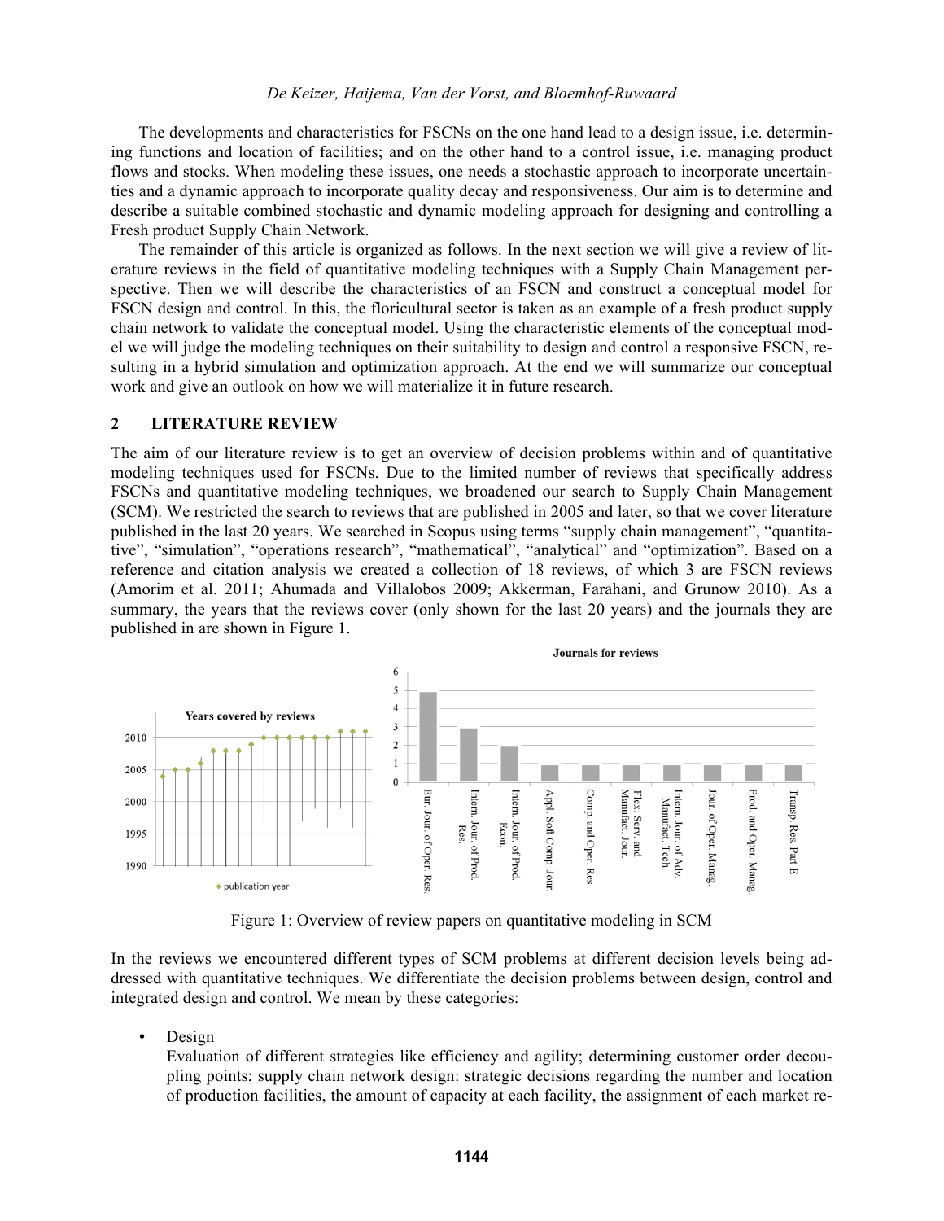The developments and characteristics for FSCNs on the one hand lead to a design issue, i.e. determining functions and location of facilities; and on the other hand to a control issue, i.e. managing product flows and stocks. When modeling these issues, one needs a stochastic approach to incorporate uncertainties and a dynamic approach to incorporate quality decay and responsiveness. Our aim is to determine and describe a suitable combined stochastic and dynamic modeling approach for designing and controlling a Fresh product Supply Chain Network.

The remainder of this article is organized as follows. In the next section we will give a review of literature reviews in the field of quantitative modeling techniques with a Supply Chain Management perspective. Then we will describe the characteristics of an FSCN and construct a conceptual model for FSCN design and control. In this, the floricultural sector is taken as an example of a fresh product supply chain network to validate the conceptual model. Using the characteristic elements of the conceptual model we will judge the modeling techniques on their suitability to design and control a responsive FSCN, resulting in a hybrid simulation and optimization approach. At the end we will summarize our conceptual work and give an outlook on how we will materialize it in future research.

## 2 LITERATURE REVIEW

The aim of our literature review is to get an overview of decision problems within and of quantitative modeling techniques used for FSCNs. Due to the limited number of reviews that specifically address FSCNs and quantitative modeling techniques, we broadened our search to Supply Chain Management (SCM). We restricted the search to reviews that are published in 2005 and later, so that we cover literature published in the last 20 years. We searched in Scopus using terms "supply chain management", "quantitative", "simulation", "operations research", "mathematical", "analytical" and "optimization". Based on a reference and citation analysis we created a collection of 18 reviews, of which 3 are FSCN reviews (Amorim et al. 2011; Ahumada and Villalobos 2009; Akkerman, Farahani, and Grunow 2010). As a summary, the years that the reviews cover (only shown for the last 20 years) and the journals they are published in are shown in Figure 1.

Figure 1: Overview of review papers on quantitative modeling in SCM

In the reviews we encountered different types of SCM problems at different decision levels being addressed with quantitative techniques. We differentiate the decision problems between design, control and integrated design and control. We mean by these categories:

- Design
  Evaluation of different strategies like efficiency and agility; determining customer order decoupling points; supply chain network design: strategic decisions regarding the number and location of production facilities, the amount of capacity at each facility, the assignment of each market re-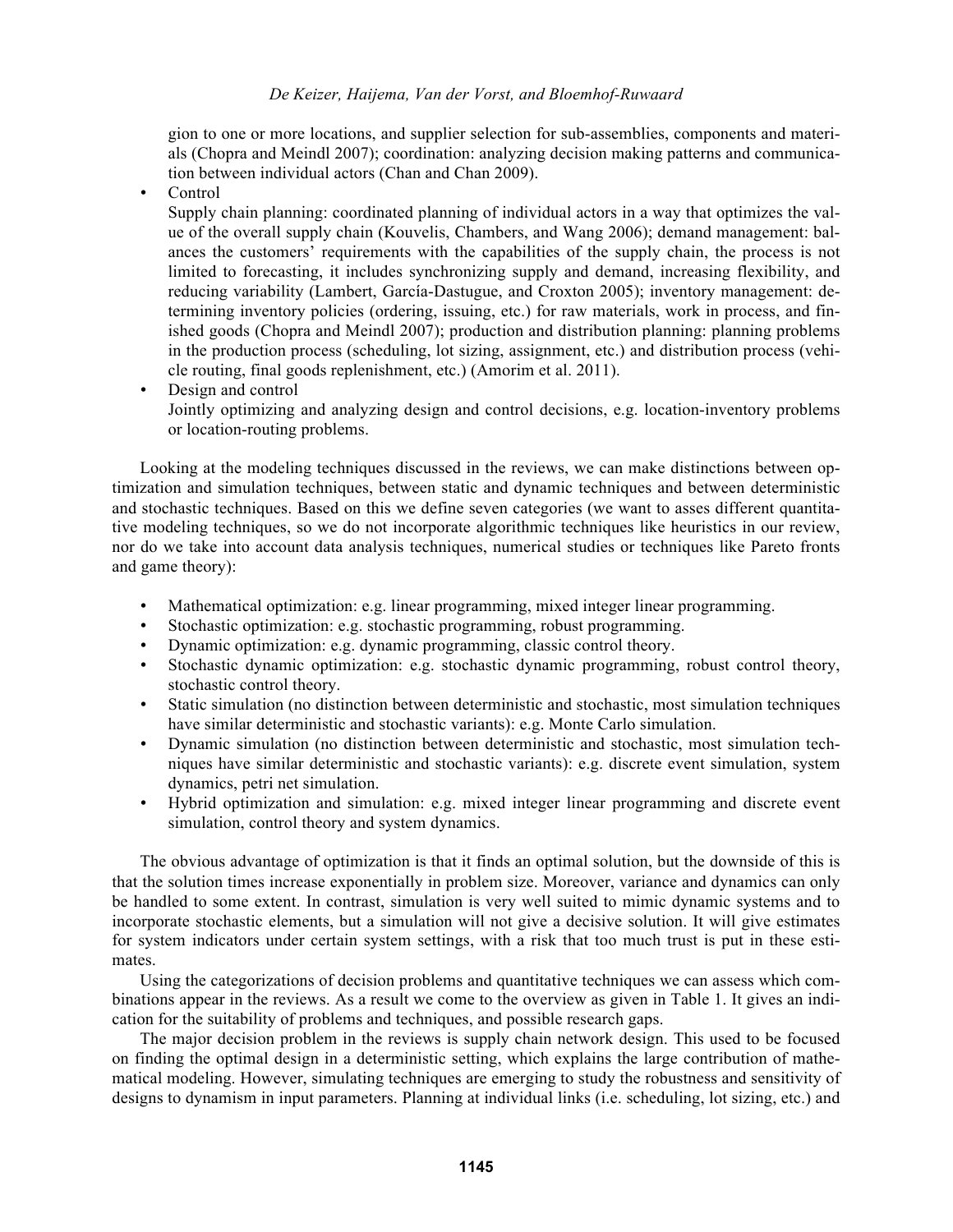gion to one or more locations, and supplier selection for sub-assemblies, components and materials (Chopra and Meindl 2007); coordination: analyzing decision making patterns and communication between individual actors (Chan and Chan 2009).

- Control
  Supply chain planning: coordinated planning of individual actors in a way that optimizes the value of the overall supply chain (Kouvelis, Chambers, and Wang 2006); demand management: balances the customers' requirements with the capabilities of the supply chain, the process is not limited to forecasting, it includes synchronizing supply and demand, increasing flexibility, and reducing variability (Lambert, García-Dastugue, and Croxton 2005); inventory management: determining inventory policies (ordering, issuing, etc.) for raw materials, work in process, and finished goods (Chopra and Meindl 2007); production and distribution planning: planning problems in the production process (scheduling, lot sizing, assignment, etc.) and distribution process (vehicle routing, final goods replenishment, etc.) (Amorim et al. 2011).
- Design and control
  Jointly optimizing and analyzing design and control decisions, e.g. location-inventory problems or location-routing problems.

Looking at the modeling techniques discussed in the reviews, we can make distinctions between optimization and simulation techniques, between static and dynamic techniques and between deterministic and stochastic techniques. Based on this we define seven categories (we want to asses different quantitative modeling techniques, so we do not incorporate algorithmic techniques like heuristics in our review, nor do we take into account data analysis techniques, numerical studies or techniques like Pareto fronts and game theory):

- Mathematical optimization: e.g. linear programming, mixed integer linear programming.
- Stochastic optimization: e.g. stochastic programming, robust programming.
- Dynamic optimization: e.g. dynamic programming, classic control theory.
- Stochastic dynamic optimization: e.g. stochastic dynamic programming, robust control theory, stochastic control theory.
- Static simulation (no distinction between deterministic and stochastic, most simulation techniques have similar deterministic and stochastic variants): e.g. Monte Carlo simulation.
- Dynamic simulation (no distinction between deterministic and stochastic, most simulation techniques have similar deterministic and stochastic variants): e.g. discrete event simulation, system dynamics, petri net simulation.
- Hybrid optimization and simulation: e.g. mixed integer linear programming and discrete event simulation, control theory and system dynamics.

The obvious advantage of optimization is that it finds an optimal solution, but the downside of this is that the solution times increase exponentially in problem size. Moreover, variance and dynamics can only be handled to some extent. In contrast, simulation is very well suited to mimic dynamic systems and to incorporate stochastic elements, but a simulation will not give a decisive solution. It will give estimates for system indicators under certain system settings, with a risk that too much trust is put in these estimates.

Using the categorizations of decision problems and quantitative techniques we can assess which combinations appear in the reviews. As a result we come to the overview as given in Table 1. It gives an indication for the suitability of problems and techniques, and possible research gaps.

The major decision problem in the reviews is supply chain network design. This used to be focused on finding the optimal design in a deterministic setting, which explains the large contribution of mathematical modeling. However, simulating techniques are emerging to study the robustness and sensitivity of designs to dynamism in input parameters. Planning at individual links (i.e. scheduling, lot sizing, etc.) and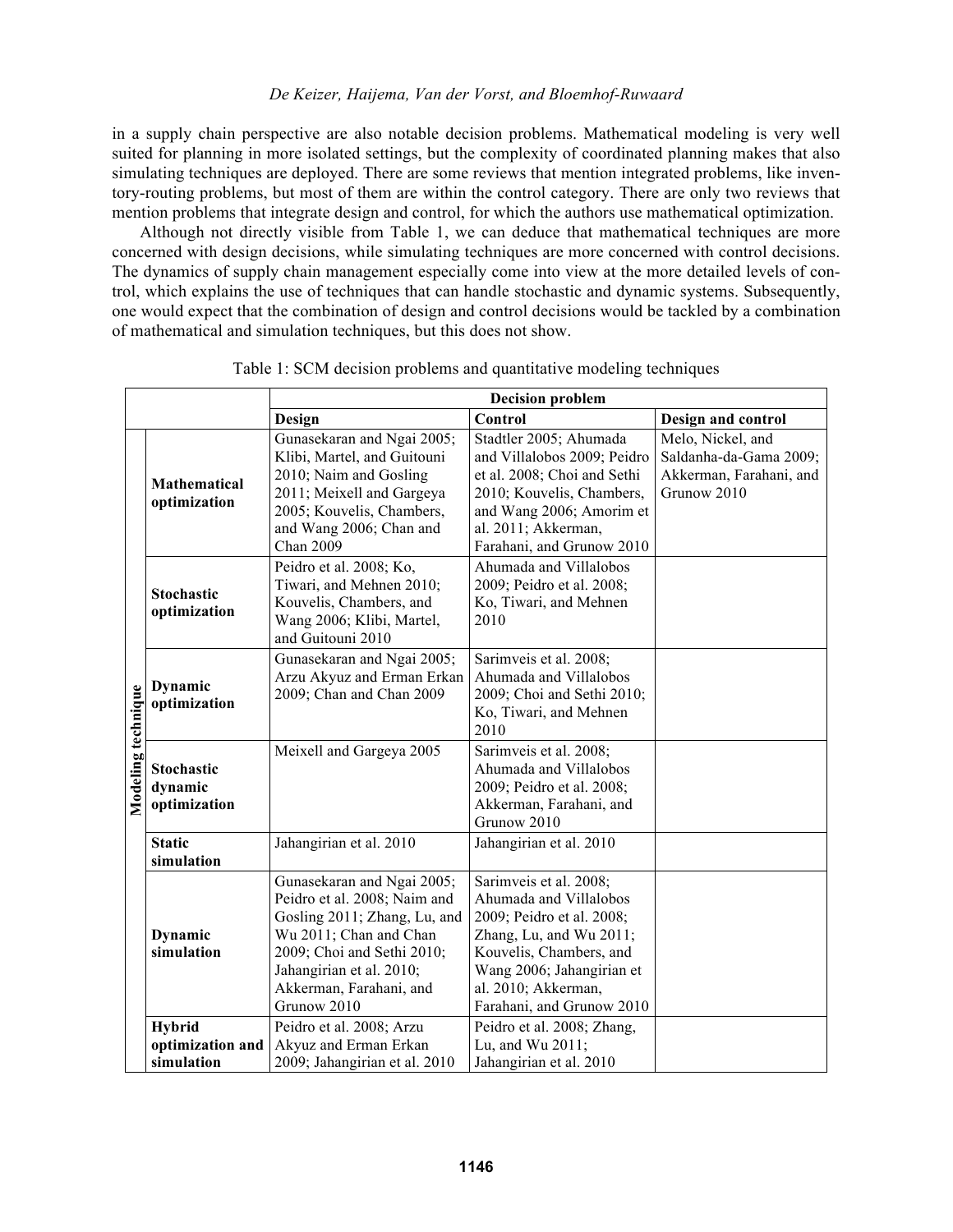in a supply chain perspective are also notable decision problems. Mathematical modeling is very well suited for planning in more isolated settings, but the complexity of coordinated planning makes that also simulating techniques are deployed. There are some reviews that mention integrated problems, like inventory-routing problems, but most of them are within the control category. There are only two reviews that mention problems that integrate design and control, for which the authors use mathematical optimization.

Although not directly visible from Table 1, we can deduce that mathematical techniques are more concerned with design decisions, while simulating techniques are more concerned with control decisions. The dynamics of supply chain management especially come into view at the more detailed levels of control, which explains the use of techniques that can handle stochastic and dynamic systems. Subsequently, one would expect that the combination of design and control decisions would be tackled by a combination of mathematical and simulation techniques, but this does not show.

Table 1: SCM decision problems and quantitative modeling techniques

| | | **Decision problem** | | |
|---|---|---|---|---|
| | | **Design** | **Control** | **Design and control** |
| **Modeling technique** | **Mathematical optimization** | Gunasekaran and Ngai 2005; Klibi, Martel, and Guitouni 2010; Naim and Gosling 2011; Meixell and Gargeya 2005; Kouvelis, Chambers, and Wang 2006; Chan and Chan 2009 | Stadtler 2005; Ahumada and Villalobos 2009; Peidro et al. 2008; Choi and Sethi 2010; Kouvelis, Chambers, and Wang 2006; Amorim et al. 2011; Akkerman, Farahani, and Grunow 2010 | Melo, Nickel, and Saldanha-da-Gama 2009; Akkerman, Farahani, and Grunow 2010 |
| | **Stochastic optimization** | Peidro et al. 2008; Ko, Tiwari, and Mehnen 2010; Kouvelis, Chambers, and Wang 2006; Klibi, Martel, and Guitouni 2010 | Ahumada and Villalobos 2009; Peidro et al. 2008; Ko, Tiwari, and Mehnen 2010 | |
| | **Dynamic optimization** | Gunasekaran and Ngai 2005; Arzu Akyuz and Erman Erkan 2009; Chan and Chan 2009 | Sarimveis et al. 2008; Ahumada and Villalobos 2009; Choi and Sethi 2010; Ko, Tiwari, and Mehnen 2010 | |
| | **Stochastic dynamic optimization** | Meixell and Gargeya 2005 | Sarimveis et al. 2008; Ahumada and Villalobos 2009; Peidro et al. 2008; Akkerman, Farahani, and Grunow 2010 | |
| | **Static simulation** | Jahangirian et al. 2010 | Jahangirian et al. 2010 | |
| | **Dynamic simulation** | Gunasekaran and Ngai 2005; Peidro et al. 2008; Naim and Gosling 2011; Zhang, Lu, and Wu 2011; Chan and Chan 2009; Choi and Sethi 2010; Jahangirian et al. 2010; Akkerman, Farahani, and Grunow 2010 | Sarimveis et al. 2008; Ahumada and Villalobos 2009; Peidro et al. 2008; Zhang, Lu, and Wu 2011; Kouvelis, Chambers, and Wang 2006; Jahangirian et al. 2010; Akkerman, Farahani, and Grunow 2010 | |
| | **Hybrid optimization and simulation** | Peidro et al. 2008; Arzu Akyuz and Erman Erkan 2009; Jahangirian et al. 2010 | Peidro et al. 2008; Zhang, Lu, and Wu 2011; Jahangirian et al. 2010 | |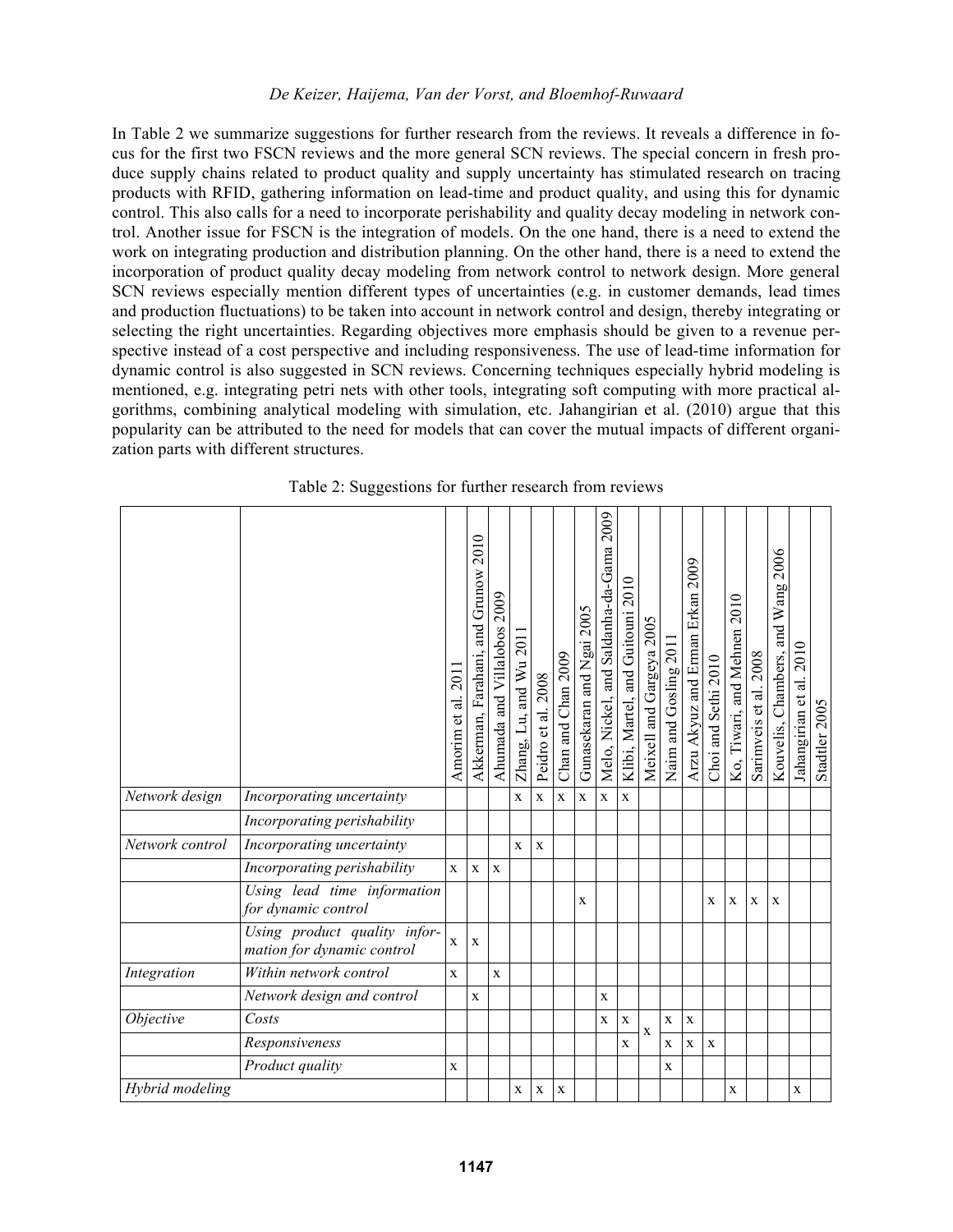In Table 2 we summarize suggestions for further research from the reviews. It reveals a difference in focus for the first two FSCN reviews and the more general SCN reviews. The special concern in fresh produce supply chains related to product quality and supply uncertainty has stimulated research on tracing products with RFID, gathering information on lead-time and product quality, and using this for dynamic control. This also calls for a need to incorporate perishability and quality decay modeling in network control. Another issue for FSCN is the integration of models. On the one hand, there is a need to extend the work on integrating production and distribution planning. On the other hand, there is a need to extend the incorporation of product quality decay modeling from network control to network design. More general SCN reviews especially mention different types of uncertainties (e.g. in customer demands, lead times and production fluctuations) to be taken into account in network control and design, thereby integrating or selecting the right uncertainties. Regarding objectives more emphasis should be given to a revenue perspective instead of a cost perspective and including responsiveness. The use of lead-time information for dynamic control is also suggested in SCN reviews. Concerning techniques especially hybrid modeling is mentioned, e.g. integrating petri nets with other tools, integrating soft computing with more practical algorithms, combining analytical modeling with simulation, etc. Jahangirian et al. (2010) argue that this popularity can be attributed to the need for models that can cover the mutual impacts of different organization parts with different structures.

Table 2: Suggestions for further research from reviews

| | | Amorim et al. 2011 | Akkerman, Farahani, and Grunow 2010 | Ahumada and Villalobos 2009 | Zhang, Lu, and Wu 2011 | Peidro et al. 2008 | Chan and Chan 2009 | Gunasekaran and Ngai 2005 | Melo, Nickel, and Saldanha-da-Gama 2009 | Klibi, Martel, and Guitouni 2010 | Meixell and Gargeya 2005 | Naim and Gosling 2011 | Arzu Akyuz and Erman Erkan 2009 | Choi and Sethi 2010 | Ko, Tiwari, and Mehnen 2010 | Sarimveis et al. 2008 | Kouvelis, Chambers, and Wang 2006 | Jahangirian et al. 2010 | Stadtler 2005 |
|---|---|---|---|---|---|---|---|---|---|---|---|---|---|---|---|---|---|---|---|
| *Network design* | *Incorporating uncertainty* | | | | x | x | x | x | x | x | | | | | | | | | |
| | *Incorporating perishability* | | | | | | | | | | | | | | | | | | |
| *Network control* | *Incorporating uncertainty* | | | | x | x | | | | | | | | | | | | | |
| | *Incorporating perishability* | x | x | x | | | | | | | | | | | | | | | |
| | *Using lead time information for dynamic control* | | | | | | | x | | | | | | x | x | x | x | | |
| | *Using product quality information for dynamic control* | x | x | | | | | | | | | | | | | | | | |
| *Integration* | *Within network control* | x | | x | | | | | | | | | | | | | | | |
| | *Network design and control* | | x | | | | | | x | | | | | | | | | | |
| *Objective* | *Costs* | | | | | | | | x | x | x | x | x | | | | | | |
| | *Responsiveness* | | | | | | | | | x | x | x | x | x | | | | | |
| | *Product quality* | x | | | | | | | | | | x | | | | | | | |
| *Hybrid modeling* | | | | | x | x | x | | | | | | | | x | | | x | |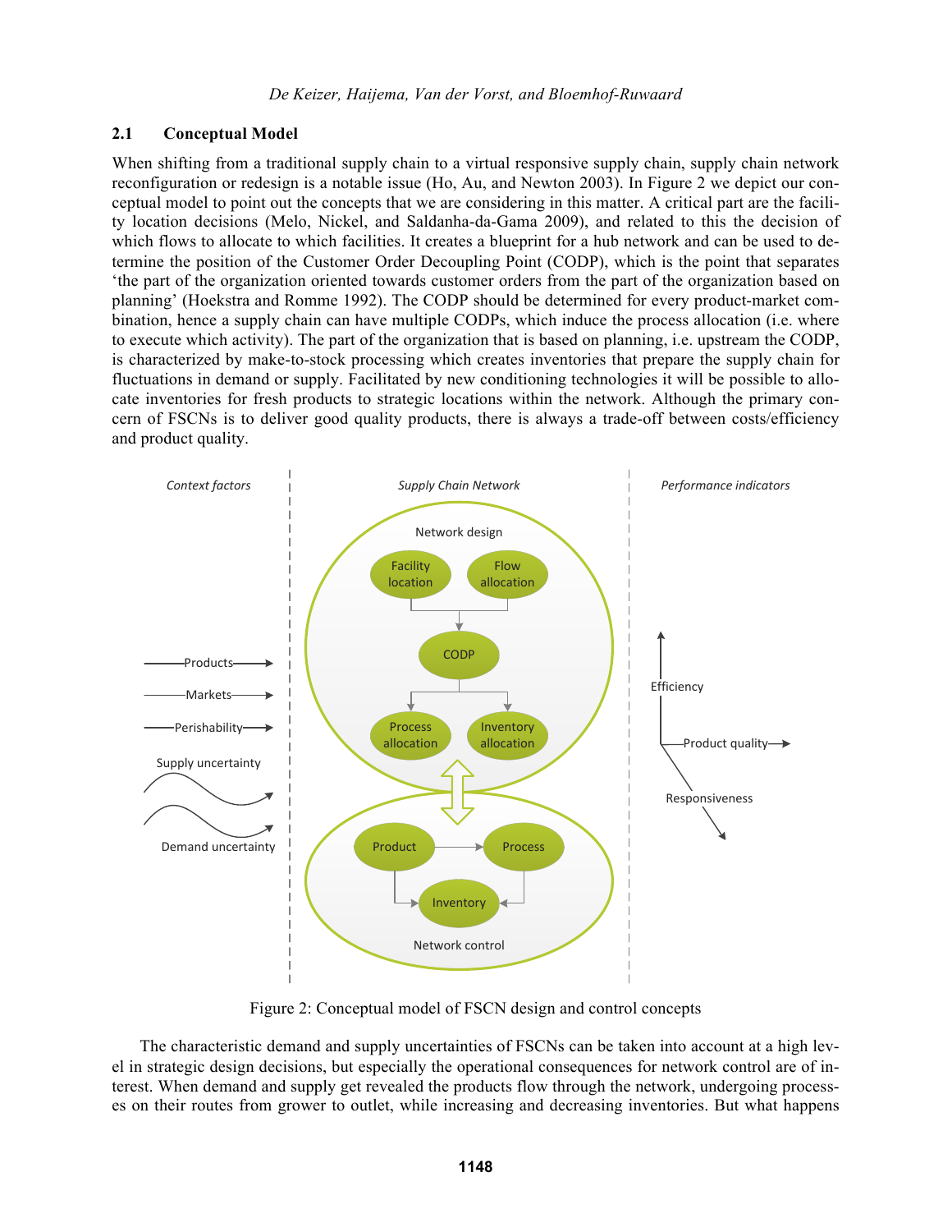## 2.1 Conceptual Model

When shifting from a traditional supply chain to a virtual responsive supply chain, supply chain network reconfiguration or redesign is a notable issue (Ho, Au, and Newton 2003). In Figure 2 we depict our conceptual model to point out the concepts that we are considering in this matter. A critical part are the facility location decisions (Melo, Nickel, and Saldanha-da-Gama 2009), and related to this the decision of which flows to allocate to which facilities. It creates a blueprint for a hub network and can be used to determine the position of the Customer Order Decoupling Point (CODP), which is the point that separates 'the part of the organization oriented towards customer orders from the part of the organization based on planning' (Hoekstra and Romme 1992). The CODP should be determined for every product-market combination, hence a supply chain can have multiple CODPs, which induce the process allocation (i.e. where to execute which activity). The part of the organization that is based on planning, i.e. upstream the CODP, is characterized by make-to-stock processing which creates inventories that prepare the supply chain for fluctuations in demand or supply. Facilitated by new conditioning technologies it will be possible to allocate inventories for fresh products to strategic locations within the network. Although the primary concern of FSCNs is to deliver good quality products, there is always a trade-off between costs/efficiency and product quality.

Figure 2: Conceptual model of FSCN design and control concepts

The characteristic demand and supply uncertainties of FSCNs can be taken into account at a high level in strategic design decisions, but especially the operational consequences for network control are of interest. When demand and supply get revealed the products flow through the network, undergoing processes on their routes from grower to outlet, while increasing and decreasing inventories. But what happens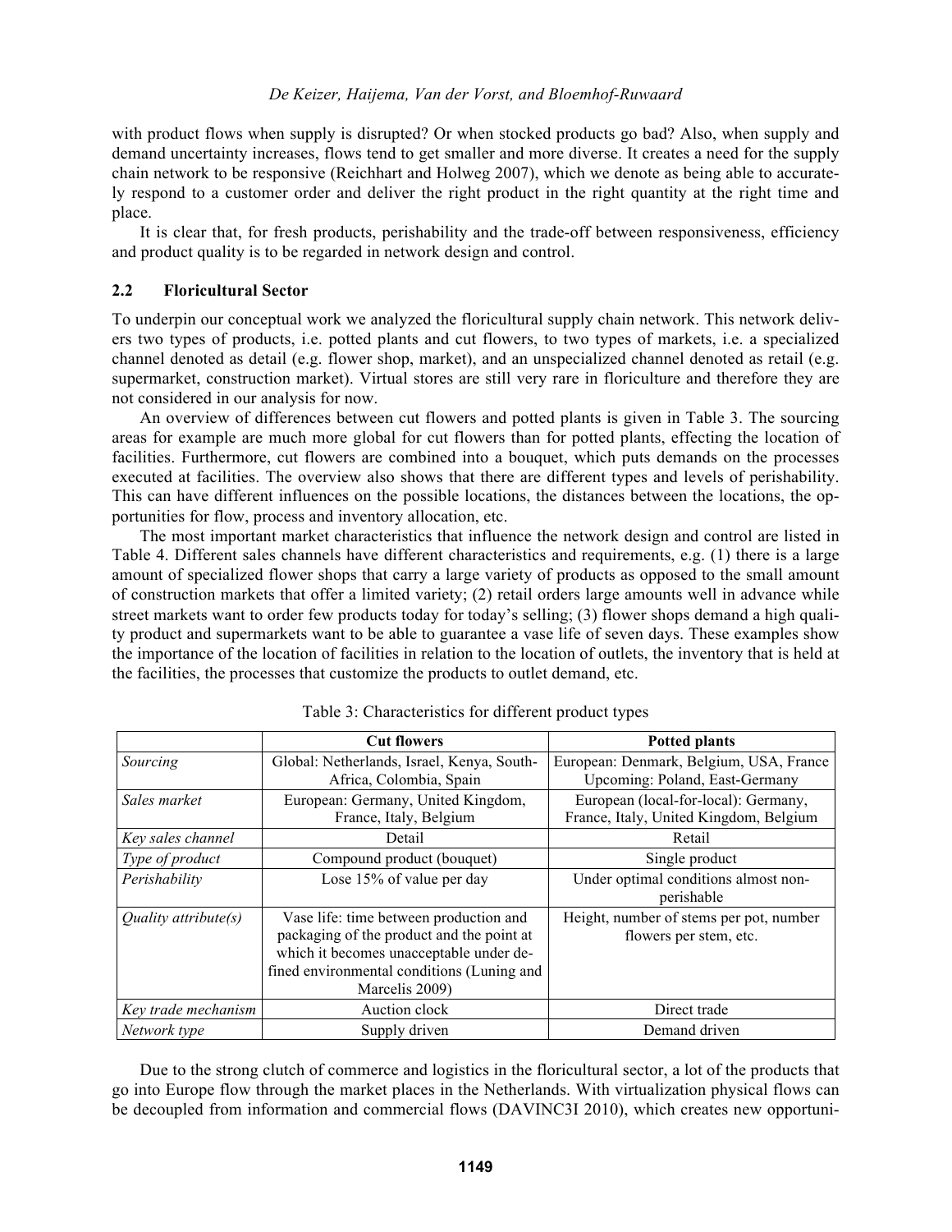with product flows when supply is disrupted? Or when stocked products go bad? Also, when supply and demand uncertainty increases, flows tend to get smaller and more diverse. It creates a need for the supply chain network to be responsive (Reichhart and Holweg 2007), which we denote as being able to accurately respond to a customer order and deliver the right product in the right quantity at the right time and place.

It is clear that, for fresh products, perishability and the trade-off between responsiveness, efficiency and product quality is to be regarded in network design and control.

### 2.2 Floricultural Sector

To underpin our conceptual work we analyzed the floricultural supply chain network. This network delivers two types of products, i.e. potted plants and cut flowers, to two types of markets, i.e. a specialized channel denoted as detail (e.g. flower shop, market), and an unspecialized channel denoted as retail (e.g. supermarket, construction market). Virtual stores are still very rare in floriculture and therefore they are not considered in our analysis for now.

An overview of differences between cut flowers and potted plants is given in Table 3. The sourcing areas for example are much more global for cut flowers than for potted plants, effecting the location of facilities. Furthermore, cut flowers are combined into a bouquet, which puts demands on the processes executed at facilities. The overview also shows that there are different types and levels of perishability. This can have different influences on the possible locations, the distances between the locations, the opportunities for flow, process and inventory allocation, etc.

The most important market characteristics that influence the network design and control are listed in Table 4. Different sales channels have different characteristics and requirements, e.g. (1) there is a large amount of specialized flower shops that carry a large variety of products as opposed to the small amount of construction markets that offer a limited variety; (2) retail orders large amounts well in advance while street markets want to order few products today for today's selling; (3) flower shops demand a high quality product and supermarkets want to be able to guarantee a vase life of seven days. These examples show the importance of the location of facilities in relation to the location of outlets, the inventory that is held at the facilities, the processes that customize the products to outlet demand, etc.

Table 3: Characteristics for different product types

| | Cut flowers | Potted plants |
|---|---|---|
| *Sourcing* | Global: Netherlands, Israel, Kenya, South-Africa, Colombia, Spain | European: Denmark, Belgium, USA, France Upcoming: Poland, East-Germany |
| *Sales market* | European: Germany, United Kingdom, France, Italy, Belgium | European (local-for-local): Germany, France, Italy, United Kingdom, Belgium |
| *Key sales channel* | Detail | Retail |
| *Type of product* | Compound product (bouquet) | Single product |
| *Perishability* | Lose 15% of value per day | Under optimal conditions almost non-perishable |
| *Quality attribute(s)* | Vase life: time between production and packaging of the product and the point at which it becomes unacceptable under defined environmental conditions (Luning and Marcelis 2009) | Height, number of stems per pot, number flowers per stem, etc. |
| *Key trade mechanism* | Auction clock | Direct trade |
| *Network type* | Supply driven | Demand driven |

Due to the strong clutch of commerce and logistics in the floricultural sector, a lot of the products that go into Europe flow through the market places in the Netherlands. With virtualization physical flows can be decoupled from information and commercial flows (DAVINC3I 2010), which creates new opportuni-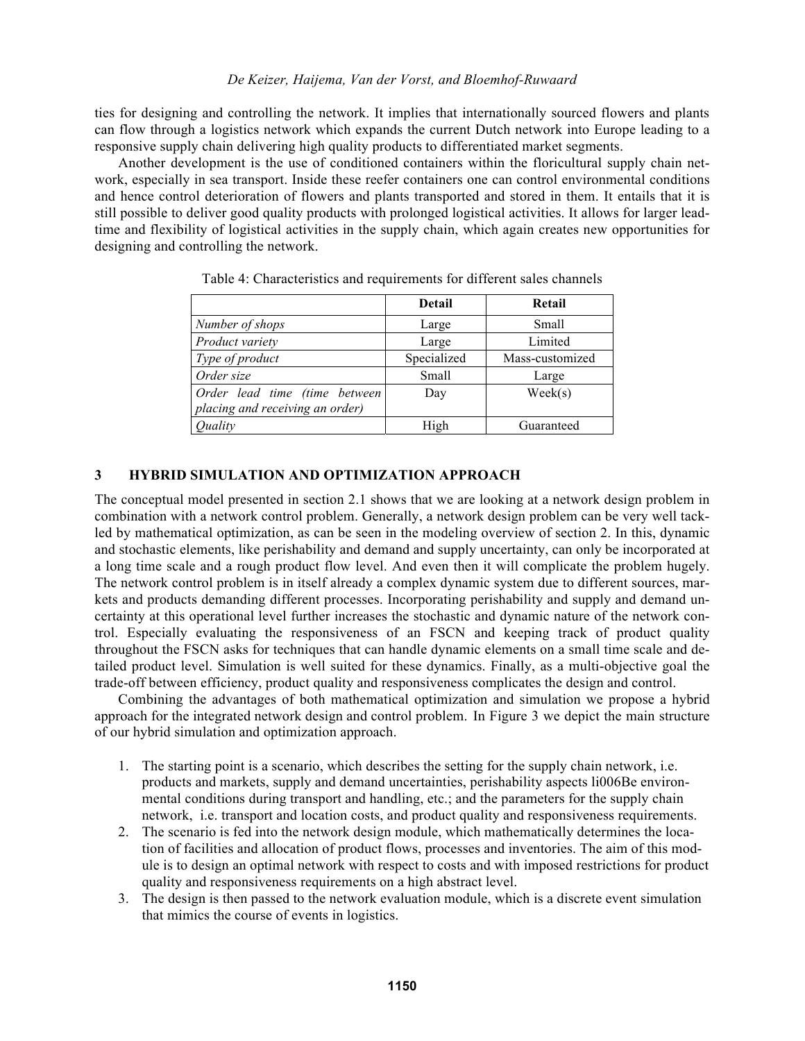ties for designing and controlling the network. It implies that internationally sourced flowers and plants can flow through a logistics network which expands the current Dutch network into Europe leading to a responsive supply chain delivering high quality products to differentiated market segments.

Another development is the use of conditioned containers within the floricultural supply chain network, especially in sea transport. Inside these reefer containers one can control environmental conditions and hence control deterioration of flowers and plants transported and stored in them. It entails that it is still possible to deliver good quality products with prolonged logistical activities. It allows for larger lead-time and flexibility of logistical activities in the supply chain, which again creates new opportunities for designing and controlling the network.

Table 4: Characteristics and requirements for different sales channels

| | Detail | Retail |
|---|---|---|
| *Number of shops* | Large | Small |
| *Product variety* | Large | Limited |
| *Type of product* | Specialized | Mass-customized |
| *Order size* | Small | Large |
| *Order lead time (time between placing and receiving an order)* | Day | Week(s) |
| *Quality* | High | Guaranteed |

## 3 HYBRID SIMULATION AND OPTIMIZATION APPROACH

The conceptual model presented in section 2.1 shows that we are looking at a network design problem in combination with a network control problem. Generally, a network design problem can be very well tackled by mathematical optimization, as can be seen in the modeling overview of section 2. In this, dynamic and stochastic elements, like perishability and demand and supply uncertainty, can only be incorporated at a long time scale and a rough product flow level. And even then it will complicate the problem hugely. The network control problem is in itself already a complex dynamic system due to different sources, markets and products demanding different processes. Incorporating perishability and supply and demand uncertainty at this operational level further increases the stochastic and dynamic nature of the network control. Especially evaluating the responsiveness of an FSCN and keeping track of product quality throughout the FSCN asks for techniques that can handle dynamic elements on a small time scale and detailed product level. Simulation is well suited for these dynamics. Finally, as a multi-objective goal the trade-off between efficiency, product quality and responsiveness complicates the design and control.

Combining the advantages of both mathematical optimization and simulation we propose a hybrid approach for the integrated network design and control problem. In Figure 3 we depict the main structure of our hybrid simulation and optimization approach.

1. The starting point is a scenario, which describes the setting for the supply chain network, i.e. products and markets, supply and demand uncertainties, perishability aspects li006Be environmental conditions during transport and handling, etc.; and the parameters for the supply chain network, i.e. transport and location costs, and product quality and responsiveness requirements.
2. The scenario is fed into the network design module, which mathematically determines the location of facilities and allocation of product flows, processes and inventories. The aim of this module is to design an optimal network with respect to costs and with imposed restrictions for product quality and responsiveness requirements on a high abstract level.
3. The design is then passed to the network evaluation module, which is a discrete event simulation that mimics the course of events in logistics.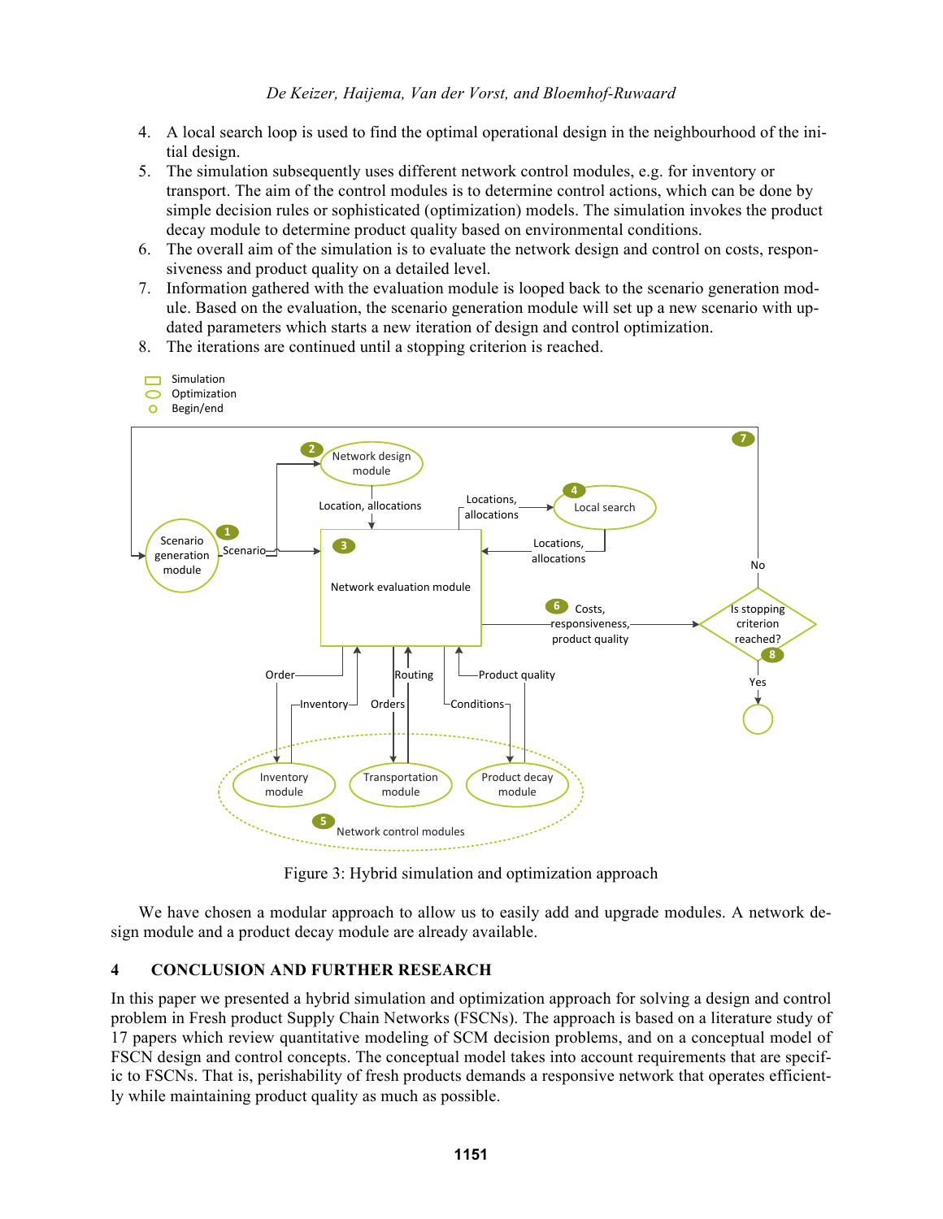4. A local search loop is used to find the optimal operational design in the neighbourhood of the initial design.
5. The simulation subsequently uses different network control modules, e.g. for inventory or transport. The aim of the control modules is to determine control actions, which can be done by simple decision rules or sophisticated (optimization) models. The simulation invokes the product decay module to determine product quality based on environmental conditions.
6. The overall aim of the simulation is to evaluate the network design and control on costs, responsiveness and product quality on a detailed level.
7. Information gathered with the evaluation module is looped back to the scenario generation module. Based on the evaluation, the scenario generation module will set up a new scenario with updated parameters which starts a new iteration of design and control optimization.
8. The iterations are continued until a stopping criterion is reached.

Figure 3: Hybrid simulation and optimization approach

We have chosen a modular approach to allow us to easily add and upgrade modules. A network design module and a product decay module are already available.

## 4 CONCLUSION AND FURTHER RESEARCH

In this paper we presented a hybrid simulation and optimization approach for solving a design and control problem in Fresh product Supply Chain Networks (FSCNs). The approach is based on a literature study of 17 papers which review quantitative modeling of SCM decision problems, and on a conceptual model of FSCN design and control concepts. The conceptual model takes into account requirements that are specific to FSCNs. That is, perishability of fresh products demands a responsive network that operates efficiently while maintaining product quality as much as possible.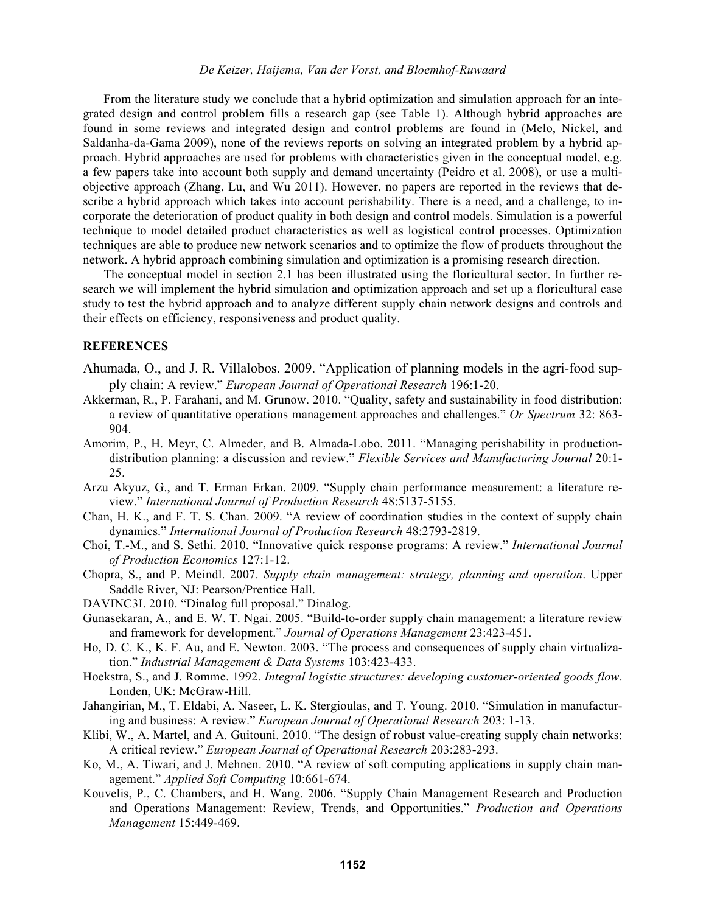From the literature study we conclude that a hybrid optimization and simulation approach for an integrated design and control problem fills a research gap (see Table 1). Although hybrid approaches are found in some reviews and integrated design and control problems are found in (Melo, Nickel, and Saldanha-da-Gama 2009), none of the reviews reports on solving an integrated problem by a hybrid approach. Hybrid approaches are used for problems with characteristics given in the conceptual model, e.g. a few papers take into account both supply and demand uncertainty (Peidro et al. 2008), or use a multi-objective approach (Zhang, Lu, and Wu 2011). However, no papers are reported in the reviews that describe a hybrid approach which takes into account perishability. There is a need, and a challenge, to incorporate the deterioration of product quality in both design and control models. Simulation is a powerful technique to model detailed product characteristics as well as logistical control processes. Optimization techniques are able to produce new network scenarios and to optimize the flow of products throughout the network. A hybrid approach combining simulation and optimization is a promising research direction.

The conceptual model in section 2.1 has been illustrated using the floricultural sector. In further research we will implement the hybrid simulation and optimization approach and set up a floricultural case study to test the hybrid approach and to analyze different supply chain network designs and controls and their effects on efficiency, responsiveness and product quality.

## REFERENCES

Ahumada, O., and J. R. Villalobos. 2009. "Application of planning models in the agri-food supply chain: A review." *European Journal of Operational Research* 196:1-20.

Akkerman, R., P. Farahani, and M. Grunow. 2010. "Quality, safety and sustainability in food distribution: a review of quantitative operations management approaches and challenges." *Or Spectrum* 32: 863-904.

Amorim, P., H. Meyr, C. Almeder, and B. Almada-Lobo. 2011. "Managing perishability in production-distribution planning: a discussion and review." *Flexible Services and Manufacturing Journal* 20:1-25.

Arzu Akyuz, G., and T. Erman Erkan. 2009. "Supply chain performance measurement: a literature review." *International Journal of Production Research* 48:5137-5155.

Chan, H. K., and F. T. S. Chan. 2009. "A review of coordination studies in the context of supply chain dynamics." *International Journal of Production Research* 48:2793-2819.

Choi, T.-M., and S. Sethi. 2010. "Innovative quick response programs: A review." *International Journal of Production Economics* 127:1-12.

Chopra, S., and P. Meindl. 2007. *Supply chain management: strategy, planning and operation*. Upper Saddle River, NJ: Pearson/Prentice Hall.

DAVINC3I. 2010. "Dinalog full proposal." Dinalog.

Gunasekaran, A., and E. W. T. Ngai. 2005. "Build-to-order supply chain management: a literature review and framework for development." *Journal of Operations Management* 23:423-451.

Ho, D. C. K., K. F. Au, and E. Newton. 2003. "The process and consequences of supply chain virtualization." *Industrial Management & Data Systems* 103:423-433.

Hoekstra, S., and J. Romme. 1992. *Integral logistic structures: developing customer-oriented goods flow*. Londen, UK: McGraw-Hill.

Jahangirian, M., T. Eldabi, A. Naseer, L. K. Stergioulas, and T. Young. 2010. "Simulation in manufacturing and business: A review." *European Journal of Operational Research* 203: 1-13.

Klibi, W., A. Martel, and A. Guitouni. 2010. "The design of robust value-creating supply chain networks: A critical review." *European Journal of Operational Research* 203:283-293.

Ko, M., A. Tiwari, and J. Mehnen. 2010. "A review of soft computing applications in supply chain management." *Applied Soft Computing* 10:661-674.

Kouvelis, P., C. Chambers, and H. Wang. 2006. "Supply Chain Management Research and Production and Operations Management: Review, Trends, and Opportunities." *Production and Operations Management* 15:449-469.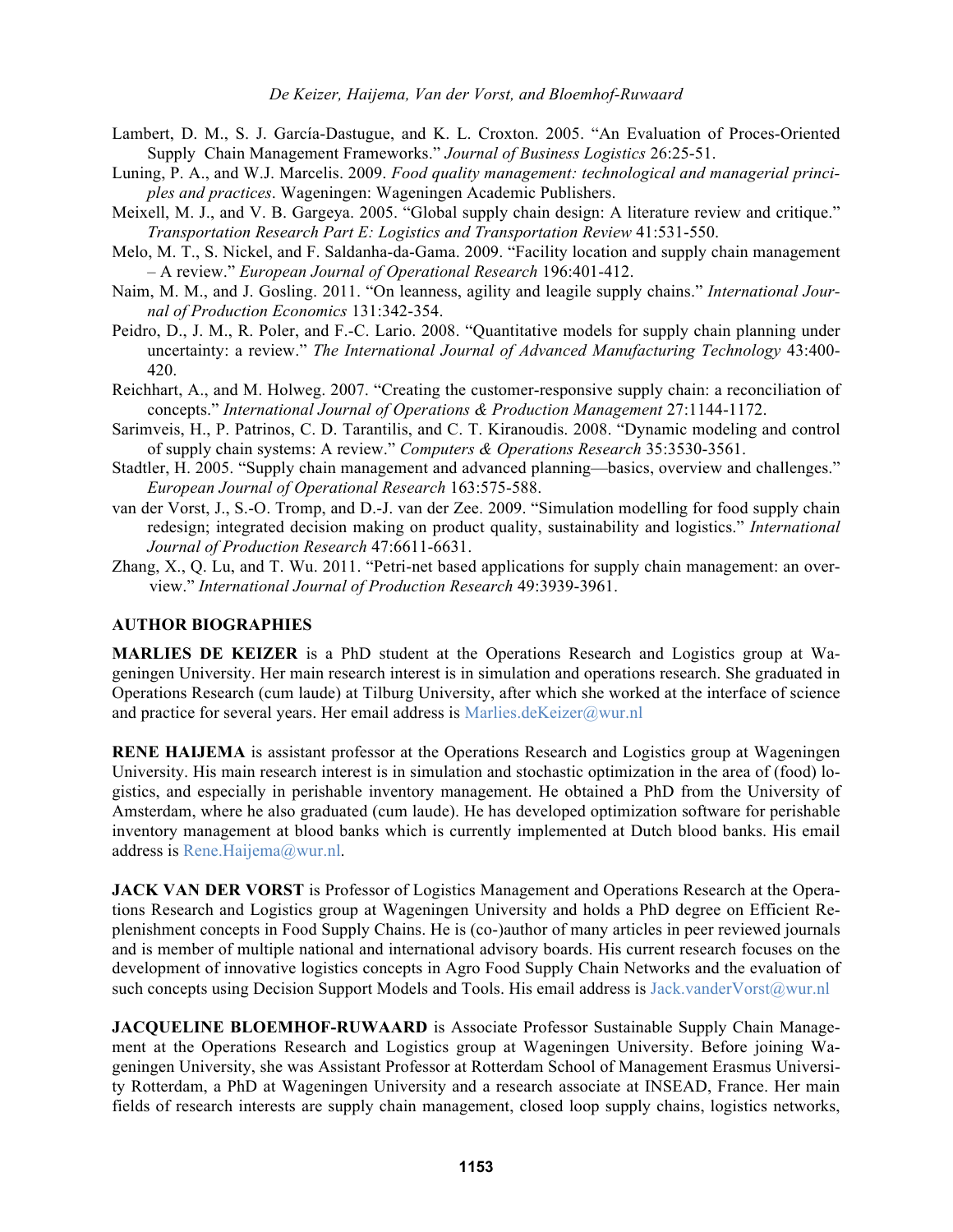Lambert, D. M., S. J. García-Dastugue, and K. L. Croxton. 2005. "An Evaluation of Proces-Oriented Supply Chain Management Frameworks." *Journal of Business Logistics* 26:25-51.

Luning, P. A., and W.J. Marcelis. 2009. *Food quality management: technological and managerial principles and practices*. Wageningen: Wageningen Academic Publishers.

Meixell, M. J., and V. B. Gargeya. 2005. "Global supply chain design: A literature review and critique." *Transportation Research Part E: Logistics and Transportation Review* 41:531-550.

Melo, M. T., S. Nickel, and F. Saldanha-da-Gama. 2009. "Facility location and supply chain management – A review." *European Journal of Operational Research* 196:401-412.

Naim, M. M., and J. Gosling. 2011. "On leanness, agility and leagile supply chains." *International Journal of Production Economics* 131:342-354.

Peidro, D., J. M., R. Poler, and F.-C. Lario. 2008. "Quantitative models for supply chain planning under uncertainty: a review." *The International Journal of Advanced Manufacturing Technology* 43:400-420.

Reichhart, A., and M. Holweg. 2007. "Creating the customer-responsive supply chain: a reconciliation of concepts." *International Journal of Operations & Production Management* 27:1144-1172.

Sarimveis, H., P. Patrinos, C. D. Tarantilis, and C. T. Kiranoudis. 2008. "Dynamic modeling and control of supply chain systems: A review." *Computers & Operations Research* 35:3530-3561.

Stadtler, H. 2005. "Supply chain management and advanced planning—basics, overview and challenges." *European Journal of Operational Research* 163:575-588.

van der Vorst, J., S.-O. Tromp, and D.-J. van der Zee. 2009. "Simulation modelling for food supply chain redesign; integrated decision making on product quality, sustainability and logistics." *International Journal of Production Research* 47:6611-6631.

Zhang, X., Q. Lu, and T. Wu. 2011. "Petri-net based applications for supply chain management: an overview." *International Journal of Production Research* 49:3939-3961.

## AUTHOR BIOGRAPHIES

**MARLIES DE KEIZER** is a PhD student at the Operations Research and Logistics group at Wageningen University. Her main research interest is in simulation and operations research. She graduated in Operations Research (cum laude) at Tilburg University, after which she worked at the interface of science and practice for several years. Her email address is Marlies.deKeizer@wur.nl

**RENE HAIJEMA** is assistant professor at the Operations Research and Logistics group at Wageningen University. His main research interest is in simulation and stochastic optimization in the area of (food) logistics, and especially in perishable inventory management. He obtained a PhD from the University of Amsterdam, where he also graduated (cum laude). He has developed optimization software for perishable inventory management at blood banks which is currently implemented at Dutch blood banks. His email address is Rene.Haijema@wur.nl.

**JACK VAN DER VORST** is Professor of Logistics Management and Operations Research at the Operations Research and Logistics group at Wageningen University and holds a PhD degree on Efficient Replenishment concepts in Food Supply Chains. He is (co-)author of many articles in peer reviewed journals and is member of multiple national and international advisory boards. His current research focuses on the development of innovative logistics concepts in Agro Food Supply Chain Networks and the evaluation of such concepts using Decision Support Models and Tools. His email address is Jack.vanderVorst@wur.nl

**JACQUELINE BLOEMHOF-RUWAARD** is Associate Professor Sustainable Supply Chain Management at the Operations Research and Logistics group at Wageningen University. Before joining Wageningen University, she was Assistant Professor at Rotterdam School of Management Erasmus University Rotterdam, a PhD at Wageningen University and a research associate at INSEAD, France. Her main fields of research interests are supply chain management, closed loop supply chains, logistics networks,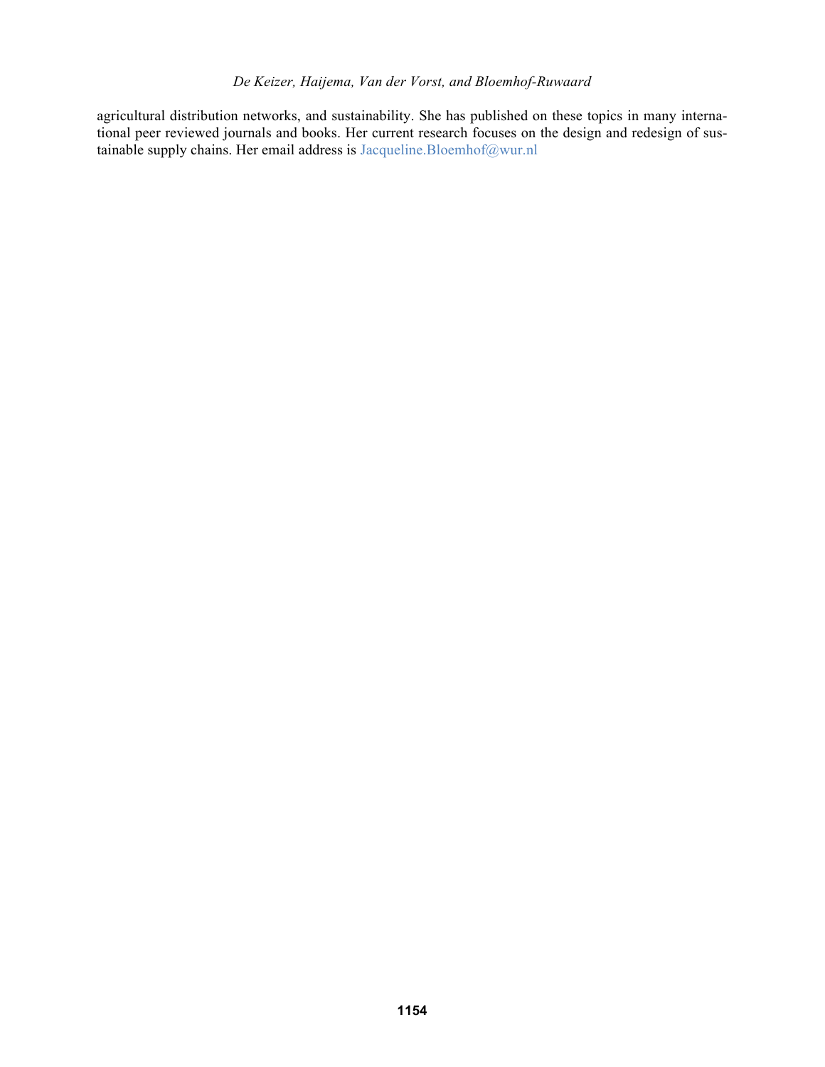agricultural distribution networks, and sustainability. She has published on these topics in many international peer reviewed journals and books. Her current research focuses on the design and redesign of sustainable supply chains. Her email address is Jacqueline.Bloemhof@wur.nl